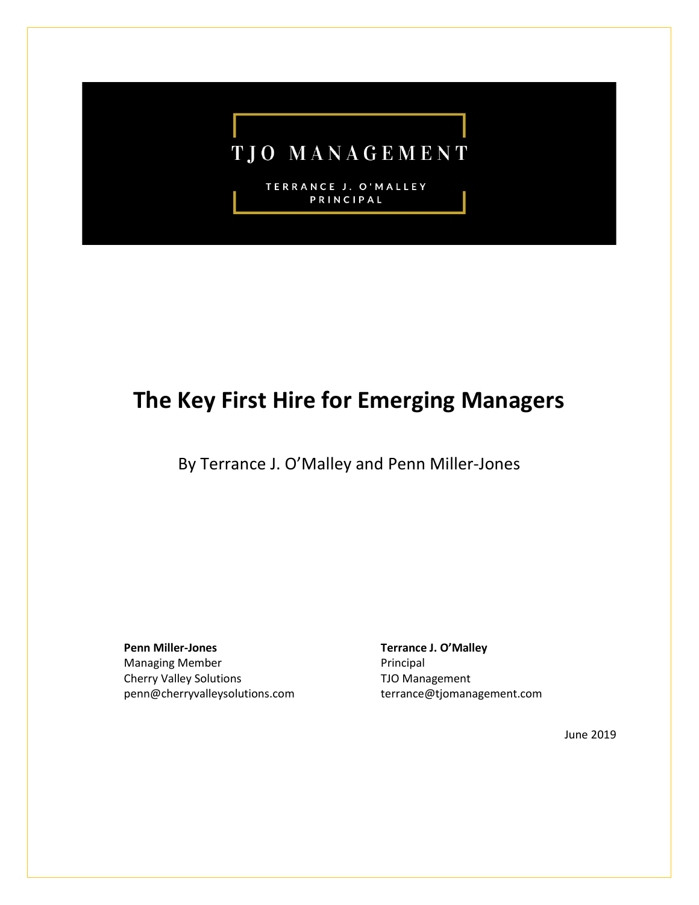TJO MANAGEMENT

TERRANCE J. O'MALLEY
PRINCIPAL

# The Key First Hire for Emerging Managers

By Terrance J. O'Malley and Penn Miller-Jones

**Penn Miller-Jones**
Managing Member
Cherry Valley Solutions
penn@cherryvalleysolutions.com

**Terrance J. O'Malley**
Principal
TJO Management
terrance@tjomanagement.com

June 2019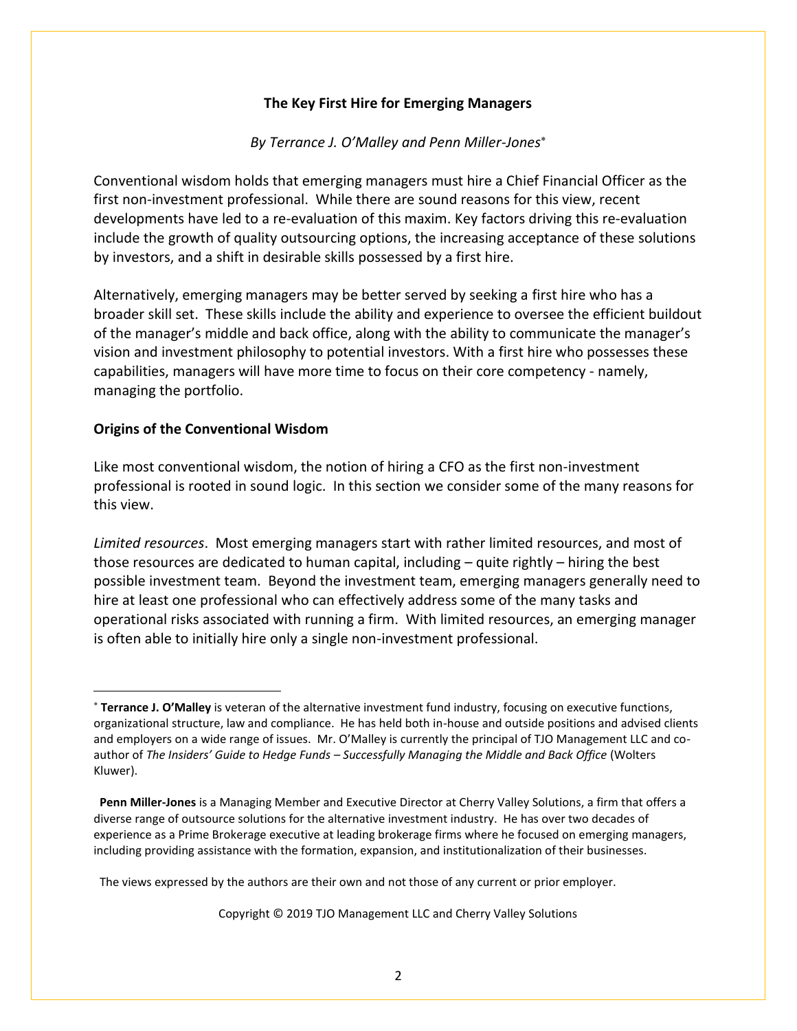## The Key First Hire for Emerging Managers

*By Terrance J. O'Malley and Penn Miller-Jones*[*]

Conventional wisdom holds that emerging managers must hire a Chief Financial Officer as the first non-investment professional. While there are sound reasons for this view, recent developments have led to a re-evaluation of this maxim. Key factors driving this re-evaluation include the growth of quality outsourcing options, the increasing acceptance of these solutions by investors, and a shift in desirable skills possessed by a first hire.

Alternatively, emerging managers may be better served by seeking a first hire who has a broader skill set. These skills include the ability and experience to oversee the efficient buildout of the manager's middle and back office, along with the ability to communicate the manager's vision and investment philosophy to potential investors. With a first hire who possesses these capabilities, managers will have more time to focus on their core competency - namely, managing the portfolio.

### Origins of the Conventional Wisdom

Like most conventional wisdom, the notion of hiring a CFO as the first non-investment professional is rooted in sound logic. In this section we consider some of the many reasons for this view.

*Limited resources*. Most emerging managers start with rather limited resources, and most of those resources are dedicated to human capital, including – quite rightly – hiring the best possible investment team. Beyond the investment team, emerging managers generally need to hire at least one professional who can effectively address some of the many tasks and operational risks associated with running a firm. With limited resources, an emerging manager is often able to initially hire only a single non-investment professional.

---

[*] **Terrance J. O'Malley** is veteran of the alternative investment fund industry, focusing on executive functions, organizational structure, law and compliance. He has held both in-house and outside positions and advised clients and employers on a wide range of issues. Mr. O'Malley is currently the principal of TJO Management LLC and co-author of *The Insiders' Guide to Hedge Funds – Successfully Managing the Middle and Back Office* (Wolters Kluwer).

**Penn Miller-Jones** is a Managing Member and Executive Director at Cherry Valley Solutions, a firm that offers a diverse range of outsource solutions for the alternative investment industry. He has over two decades of experience as a Prime Brokerage executive at leading brokerage firms where he focused on emerging managers, including providing assistance with the formation, expansion, and institutionalization of their businesses.

The views expressed by the authors are their own and not those of any current or prior employer.

Copyright © 2019 TJO Management LLC and Cherry Valley Solutions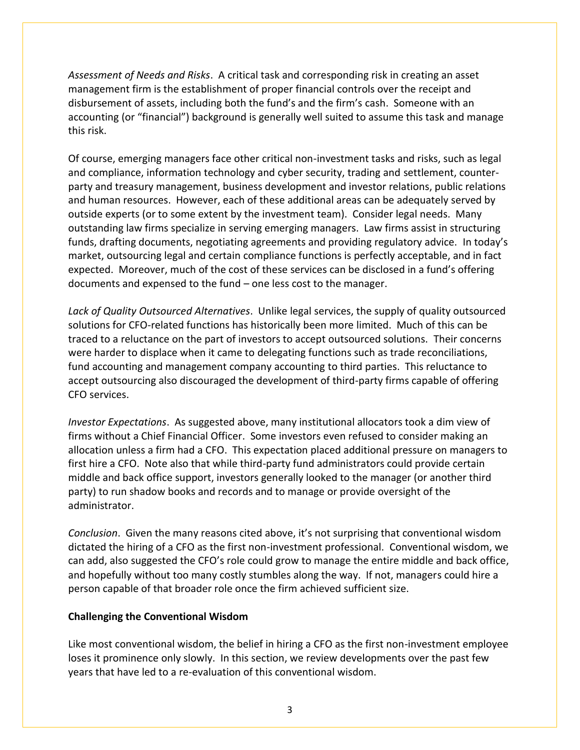*Assessment of Needs and Risks*. A critical task and corresponding risk in creating an asset management firm is the establishment of proper financial controls over the receipt and disbursement of assets, including both the fund's and the firm's cash. Someone with an accounting (or "financial") background is generally well suited to assume this task and manage this risk.

Of course, emerging managers face other critical non-investment tasks and risks, such as legal and compliance, information technology and cyber security, trading and settlement, counter-party and treasury management, business development and investor relations, public relations and human resources. However, each of these additional areas can be adequately served by outside experts (or to some extent by the investment team). Consider legal needs. Many outstanding law firms specialize in serving emerging managers. Law firms assist in structuring funds, drafting documents, negotiating agreements and providing regulatory advice. In today's market, outsourcing legal and certain compliance functions is perfectly acceptable, and in fact expected. Moreover, much of the cost of these services can be disclosed in a fund's offering documents and expensed to the fund – one less cost to the manager.

*Lack of Quality Outsourced Alternatives*. Unlike legal services, the supply of quality outsourced solutions for CFO-related functions has historically been more limited. Much of this can be traced to a reluctance on the part of investors to accept outsourced solutions. Their concerns were harder to displace when it came to delegating functions such as trade reconciliations, fund accounting and management company accounting to third parties. This reluctance to accept outsourcing also discouraged the development of third-party firms capable of offering CFO services.

*Investor Expectations*. As suggested above, many institutional allocators took a dim view of firms without a Chief Financial Officer. Some investors even refused to consider making an allocation unless a firm had a CFO. This expectation placed additional pressure on managers to first hire a CFO. Note also that while third-party fund administrators could provide certain middle and back office support, investors generally looked to the manager (or another third party) to run shadow books and records and to manage or provide oversight of the administrator.

*Conclusion*. Given the many reasons cited above, it's not surprising that conventional wisdom dictated the hiring of a CFO as the first non-investment professional. Conventional wisdom, we can add, also suggested the CFO's role could grow to manage the entire middle and back office, and hopefully without too many costly stumbles along the way. If not, managers could hire a person capable of that broader role once the firm achieved sufficient size.

**Challenging the Conventional Wisdom**

Like most conventional wisdom, the belief in hiring a CFO as the first non-investment employee loses it prominence only slowly. In this section, we review developments over the past few years that have led to a re-evaluation of this conventional wisdom.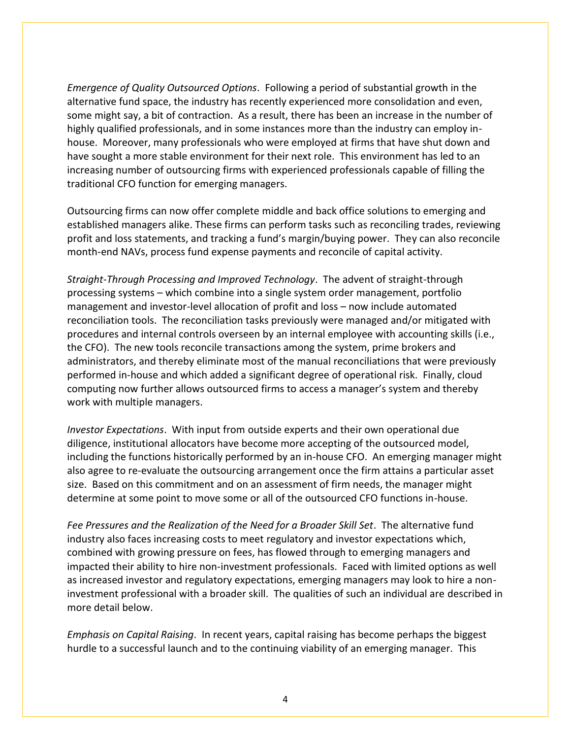*Emergence of Quality Outsourced Options*. Following a period of substantial growth in the alternative fund space, the industry has recently experienced more consolidation and even, some might say, a bit of contraction. As a result, there has been an increase in the number of highly qualified professionals, and in some instances more than the industry can employ in-house. Moreover, many professionals who were employed at firms that have shut down and have sought a more stable environment for their next role. This environment has led to an increasing number of outsourcing firms with experienced professionals capable of filling the traditional CFO function for emerging managers.

Outsourcing firms can now offer complete middle and back office solutions to emerging and established managers alike. These firms can perform tasks such as reconciling trades, reviewing profit and loss statements, and tracking a fund's margin/buying power. They can also reconcile month-end NAVs, process fund expense payments and reconcile of capital activity.

*Straight-Through Processing and Improved Technology*. The advent of straight-through processing systems – which combine into a single system order management, portfolio management and investor-level allocation of profit and loss – now include automated reconciliation tools. The reconciliation tasks previously were managed and/or mitigated with procedures and internal controls overseen by an internal employee with accounting skills (i.e., the CFO). The new tools reconcile transactions among the system, prime brokers and administrators, and thereby eliminate most of the manual reconciliations that were previously performed in-house and which added a significant degree of operational risk. Finally, cloud computing now further allows outsourced firms to access a manager's system and thereby work with multiple managers.

*Investor Expectations*. With input from outside experts and their own operational due diligence, institutional allocators have become more accepting of the outsourced model, including the functions historically performed by an in-house CFO. An emerging manager might also agree to re-evaluate the outsourcing arrangement once the firm attains a particular asset size. Based on this commitment and on an assessment of firm needs, the manager might determine at some point to move some or all of the outsourced CFO functions in-house.

*Fee Pressures and the Realization of the Need for a Broader Skill Set*. The alternative fund industry also faces increasing costs to meet regulatory and investor expectations which, combined with growing pressure on fees, has flowed through to emerging managers and impacted their ability to hire non-investment professionals. Faced with limited options as well as increased investor and regulatory expectations, emerging managers may look to hire a non-investment professional with a broader skill. The qualities of such an individual are described in more detail below.

*Emphasis on Capital Raising*. In recent years, capital raising has become perhaps the biggest hurdle to a successful launch and to the continuing viability of an emerging manager. This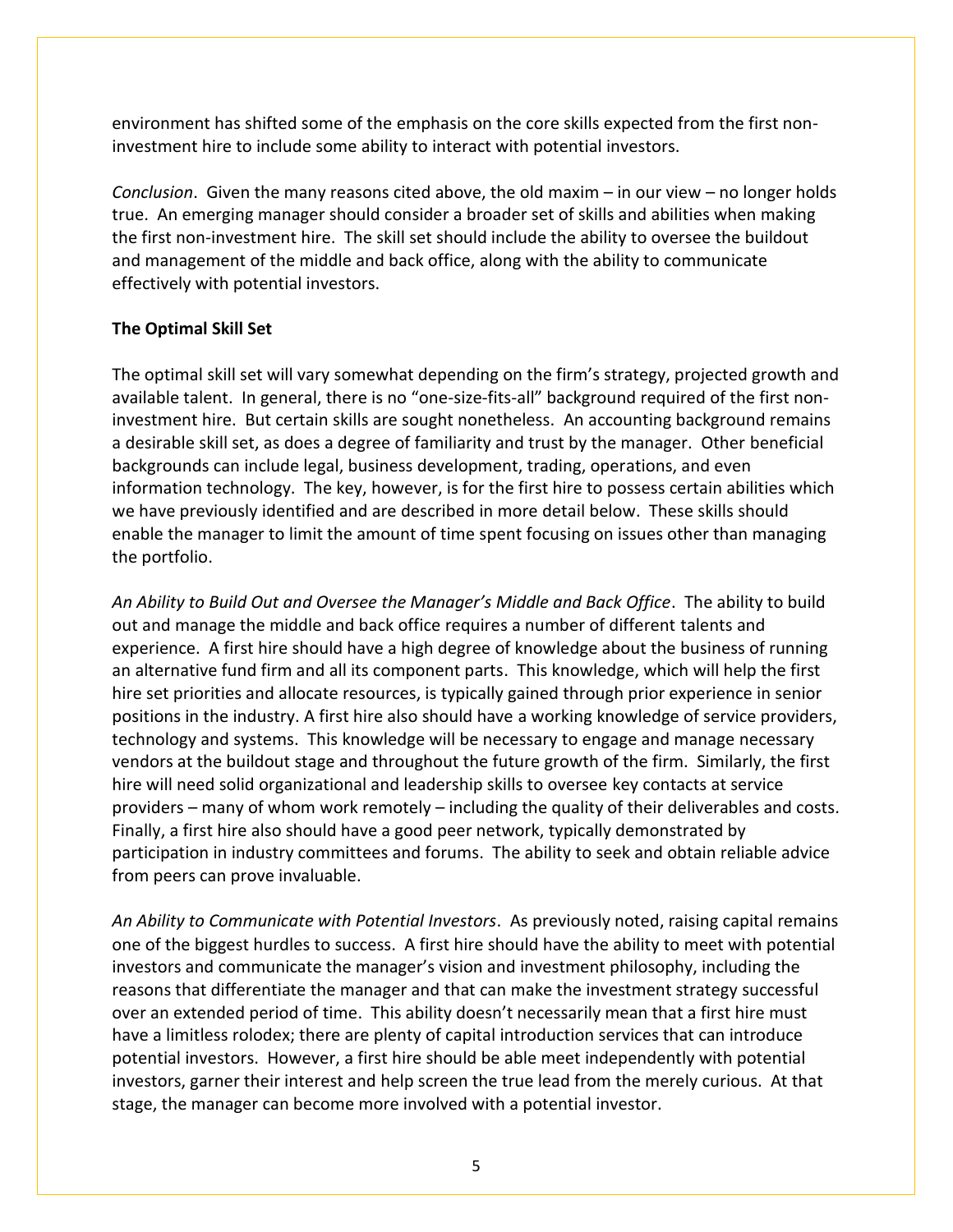environment has shifted some of the emphasis on the core skills expected from the first non-investment hire to include some ability to interact with potential investors.

*Conclusion*. Given the many reasons cited above, the old maxim – in our view – no longer holds true. An emerging manager should consider a broader set of skills and abilities when making the first non-investment hire. The skill set should include the ability to oversee the buildout and management of the middle and back office, along with the ability to communicate effectively with potential investors.

**The Optimal Skill Set**

The optimal skill set will vary somewhat depending on the firm's strategy, projected growth and available talent. In general, there is no "one-size-fits-all" background required of the first non-investment hire. But certain skills are sought nonetheless. An accounting background remains a desirable skill set, as does a degree of familiarity and trust by the manager. Other beneficial backgrounds can include legal, business development, trading, operations, and even information technology. The key, however, is for the first hire to possess certain abilities which we have previously identified and are described in more detail below. These skills should enable the manager to limit the amount of time spent focusing on issues other than managing the portfolio.

*An Ability to Build Out and Oversee the Manager's Middle and Back Office*. The ability to build out and manage the middle and back office requires a number of different talents and experience. A first hire should have a high degree of knowledge about the business of running an alternative fund firm and all its component parts. This knowledge, which will help the first hire set priorities and allocate resources, is typically gained through prior experience in senior positions in the industry. A first hire also should have a working knowledge of service providers, technology and systems. This knowledge will be necessary to engage and manage necessary vendors at the buildout stage and throughout the future growth of the firm. Similarly, the first hire will need solid organizational and leadership skills to oversee key contacts at service providers – many of whom work remotely – including the quality of their deliverables and costs. Finally, a first hire also should have a good peer network, typically demonstrated by participation in industry committees and forums. The ability to seek and obtain reliable advice from peers can prove invaluable.

*An Ability to Communicate with Potential Investors*. As previously noted, raising capital remains one of the biggest hurdles to success. A first hire should have the ability to meet with potential investors and communicate the manager's vision and investment philosophy, including the reasons that differentiate the manager and that can make the investment strategy successful over an extended period of time. This ability doesn't necessarily mean that a first hire must have a limitless rolodex; there are plenty of capital introduction services that can introduce potential investors. However, a first hire should be able meet independently with potential investors, garner their interest and help screen the true lead from the merely curious. At that stage, the manager can become more involved with a potential investor.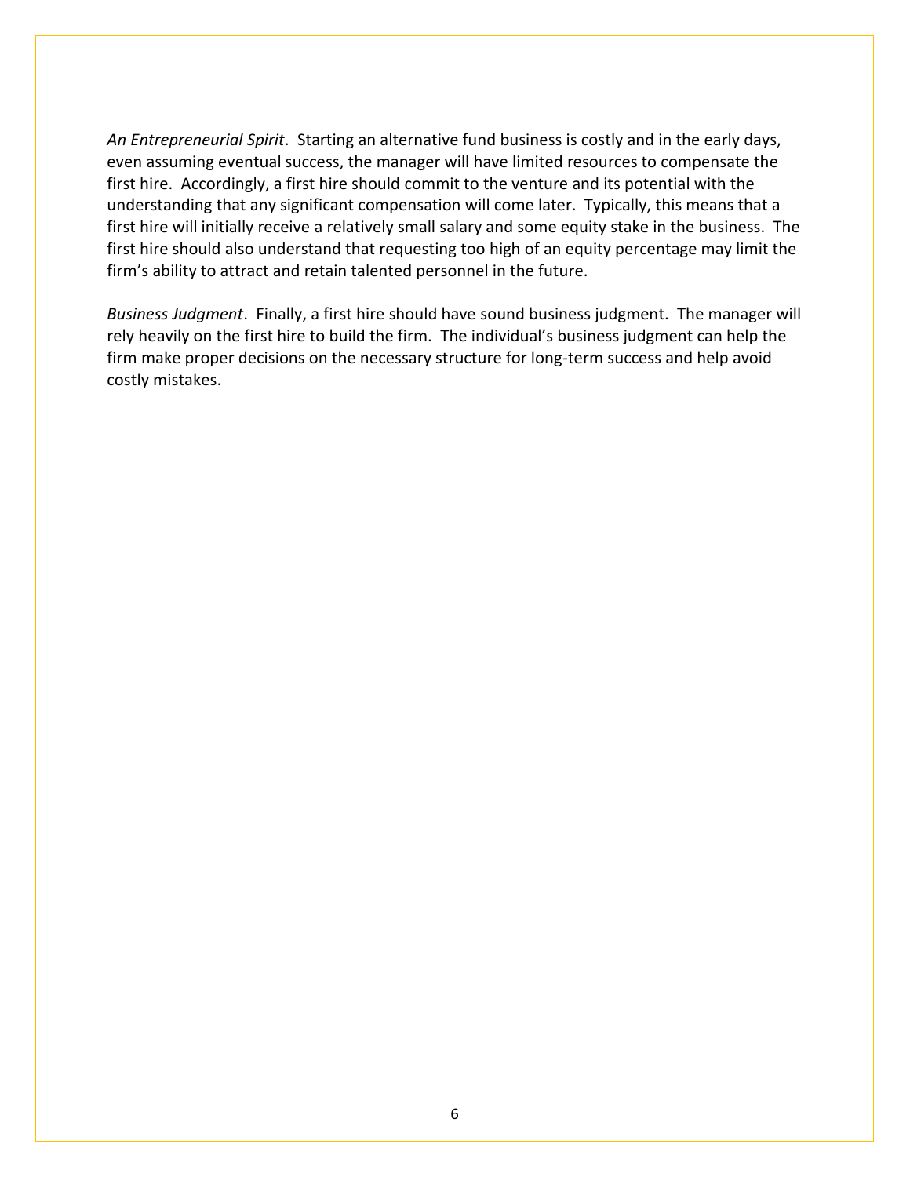*An Entrepreneurial Spirit*. Starting an alternative fund business is costly and in the early days, even assuming eventual success, the manager will have limited resources to compensate the first hire. Accordingly, a first hire should commit to the venture and its potential with the understanding that any significant compensation will come later. Typically, this means that a first hire will initially receive a relatively small salary and some equity stake in the business. The first hire should also understand that requesting too high of an equity percentage may limit the firm's ability to attract and retain talented personnel in the future.

*Business Judgment*. Finally, a first hire should have sound business judgment. The manager will rely heavily on the first hire to build the firm. The individual's business judgment can help the firm make proper decisions on the necessary structure for long-term success and help avoid costly mistakes.